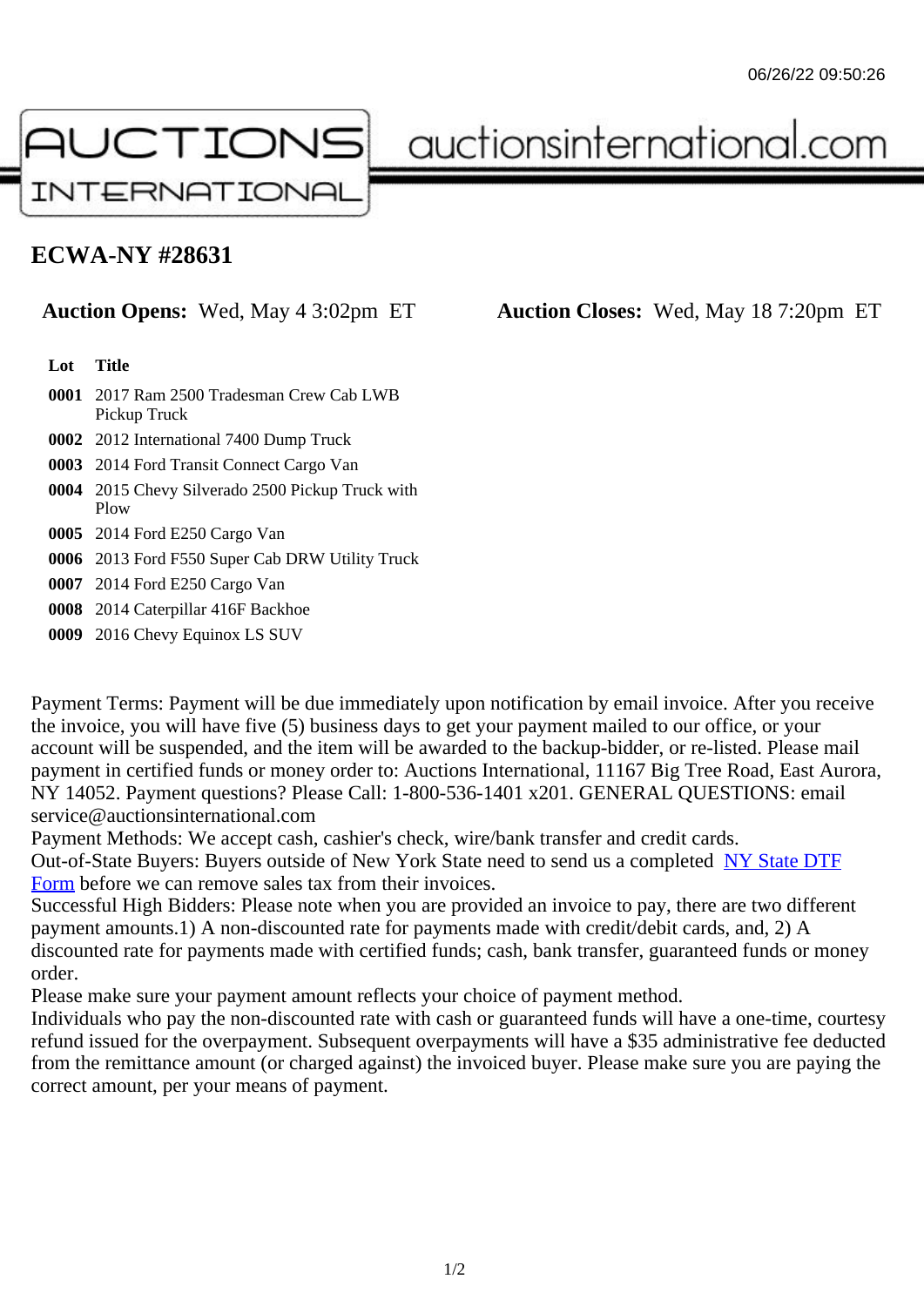# AUCTIONS INTERNATIONAL

auctionsinternational.com

## ECWA-NY #28631

**Auction Opens:** Wed, May 4 3:02pm ET **Auction Closes:** Wed, May 18 7:20pm ET

| Lot | Title |
|---|---|
| **0001** | 2017 Ram 2500 Tradesman Crew Cab LWB Pickup Truck |
| **0002** | 2012 International 7400 Dump Truck |
| **0003** | 2014 Ford Transit Connect Cargo Van |
| **0004** | 2015 Chevy Silverado 2500 Pickup Truck with Plow |
| **0005** | 2014 Ford E250 Cargo Van |
| **0006** | 2013 Ford F550 Super Cab DRW Utility Truck |
| **0007** | 2014 Ford E250 Cargo Van |
| **0008** | 2014 Caterpillar 416F Backhoe |
| **0009** | 2016 Chevy Equinox LS SUV |

Payment Terms: Payment will be due immediately upon notification by email invoice. After you receive the invoice, you will have five (5) business days to get your payment mailed to our office, or your account will be suspended, and the item will be awarded to the backup-bidder, or re-listed. Please mail payment in certified funds or money order to: Auctions International, 11167 Big Tree Road, East Aurora, NY 14052. Payment questions? Please Call: 1-800-536-1401 x201. GENERAL QUESTIONS: email service@auctionsinternational.com

Payment Methods: We accept cash, cashier's check, wire/bank transfer and credit cards.

Out-of-State Buyers: Buyers outside of New York State need to send us a completed NY State DTF Form before we can remove sales tax from their invoices.

Successful High Bidders: Please note when you are provided an invoice to pay, there are two different payment amounts.1) A non-discounted rate for payments made with credit/debit cards, and, 2) A discounted rate for payments made with certified funds; cash, bank transfer, guaranteed funds or money order.

Please make sure your payment amount reflects your choice of payment method.

Individuals who pay the non-discounted rate with cash or guaranteed funds will have a one-time, courtesy refund issued for the overpayment. Subsequent overpayments will have a $35 administrative fee deducted from the remittance amount (or charged against) the invoiced buyer. Please make sure you are paying the correct amount, per your means of payment.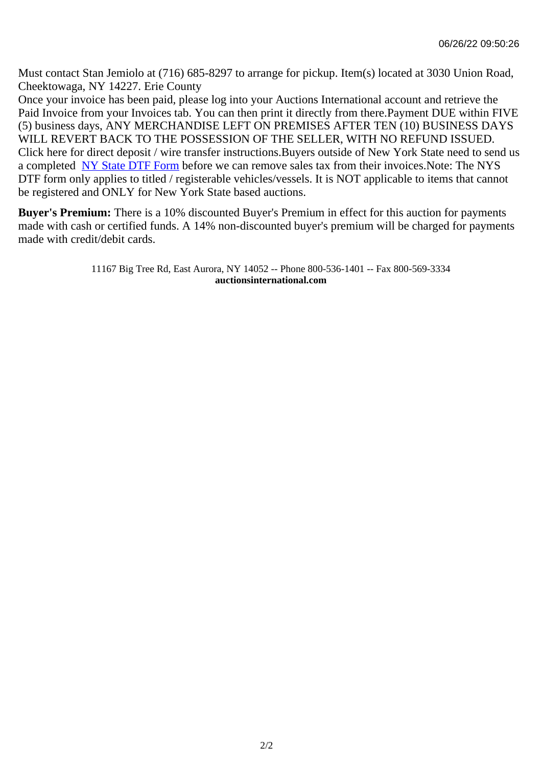Must contact Stan Jemiolo at (716) 685-8297 to arrange for pickup. Item(s) located at 3030 Union Road, Cheektowaga, NY 14227. Erie County

Once your invoice has been paid, please log into your Auctions International account and retrieve the Paid Invoice from your Invoices tab. You can then print it directly from there.Payment DUE within FIVE (5) business days, ANY MERCHANDISE LEFT ON PREMISES AFTER TEN (10) BUSINESS DAYS WILL REVERT BACK TO THE POSSESSION OF THE SELLER, WITH NO REFUND ISSUED. Click here for direct deposit / wire transfer instructions.Buyers outside of New York State need to send us a completed NY State DTF Form before we can remove sales tax from their invoices.Note: The NYS DTF form only applies to titled / registerable vehicles/vessels. It is NOT applicable to items that cannot be registered and ONLY for New York State based auctions.

**Buyer's Premium:** There is a 10% discounted Buyer's Premium in effect for this auction for payments made with cash or certified funds. A 14% non-discounted buyer's premium will be charged for payments made with credit/debit cards.

11167 Big Tree Rd, East Aurora, NY 14052 -- Phone 800-536-1401 -- Fax 800-569-3334
**auctionsinternational.com**